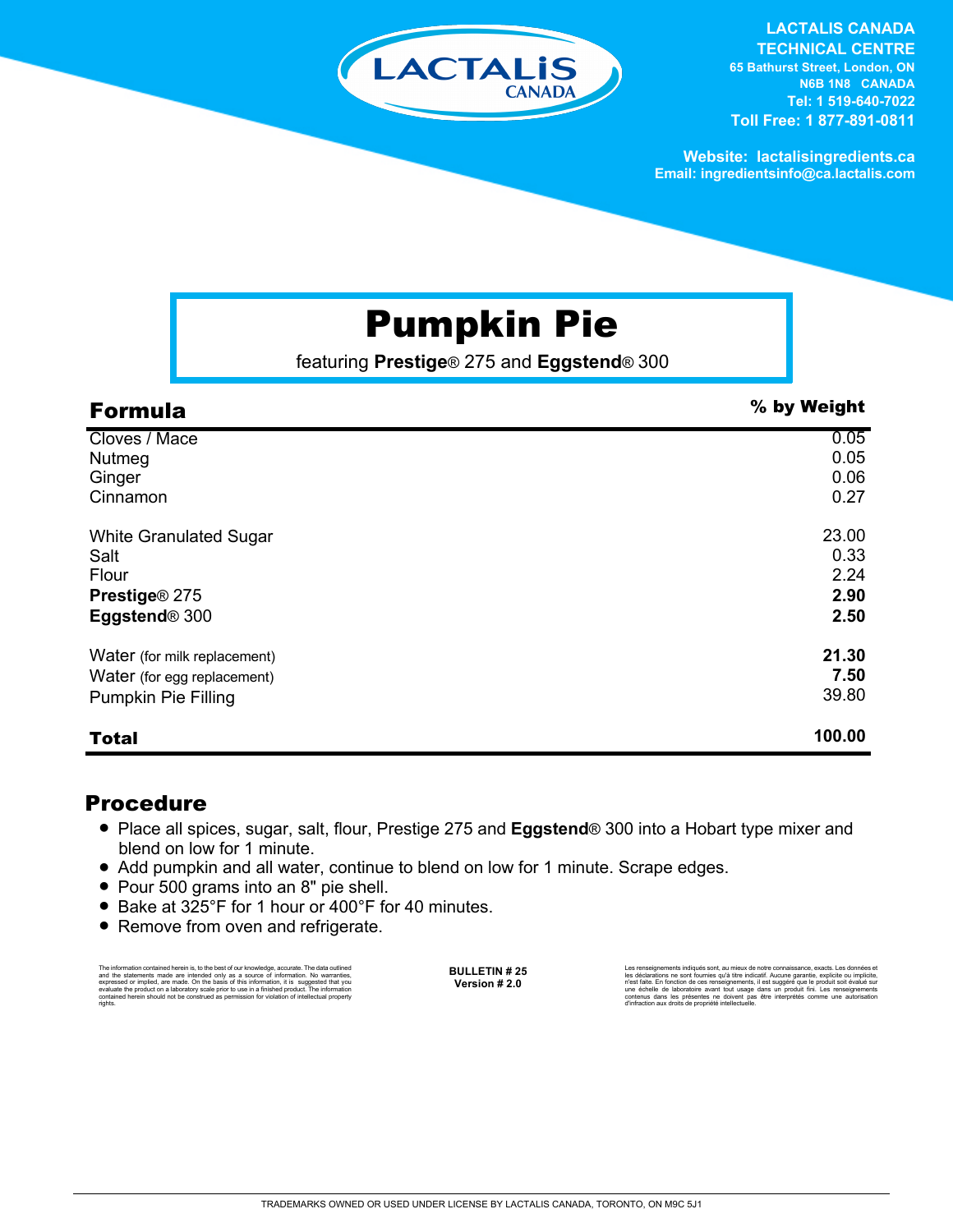LACTALIS CANADA

**LACTALIS CANADA TECHNICAL CENTRE**
65 Bathurst Street, London, ON
N6B 1N8 CANADA
Tel: 1 519-640-7022
Toll Free: 1 877-891-0811

Website: lactalisingredients.ca
Email: ingredientsinfo@ca.lactalis.com

# Pumpkin Pie

featuring **Prestige**® 275 and **Eggstend**® 300

| Formula | % by Weight |
|---|---|
| Cloves / Mace | 0.05 |
| Nutmeg | 0.05 |
| Ginger | 0.06 |
| Cinnamon | 0.27 |
| White Granulated Sugar | 23.00 |
| Salt | 0.33 |
| Flour | 2.24 |
| **Prestige**® 275 | **2.90** |
| **Eggstend**® 300 | **2.50** |
| Water (for milk replacement) | **21.30** |
| Water (for egg replacement) | **7.50** |
| Pumpkin Pie Filling | 39.80 |
| **Total** | **100.00** |

## Procedure

- Place all spices, sugar, salt, flour, Prestige 275 and **Eggstend**® 300 into a Hobart type mixer and blend on low for 1 minute.
- Add pumpkin and all water, continue to blend on low for 1 minute. Scrape edges.
- Pour 500 grams into an 8" pie shell.
- Bake at 325°F for 1 hour or 400°F for 40 minutes.
- Remove from oven and refrigerate.

The information contained herein is, to the best of our knowledge, accurate. The data outlined and the statements made are intended only as a source of information. No warranties, expressed or implied, are made. On the basis of this information, it is suggested that you evaluate the product on a laboratory scale prior to use in a finished product. The information contained herein should not be construed as permission for violation of intellectual property rights.

**BULLETIN # 25**
**Version # 2.0**

Les renseignements indiqués sont, au mieux de notre connaissance, exacts. Les données et les déclarations ne sont fournies qu'à titre indicatif. Aucune garantie, explicite ou implicite, n'est faite. En fonction de ces renseignements, il est suggéré que le produit soit évalué sur une échelle de laboratoire avant tout usage dans un produit fini. Les renseignements contenus dans les présentes ne doivent pas être interprétés comme une autorisation d'infraction aux droits de propriété intellectuelle.

TRADEMARKS OWNED OR USED UNDER LICENSE BY LACTALIS CANADA, TORONTO, ON M9C 5J1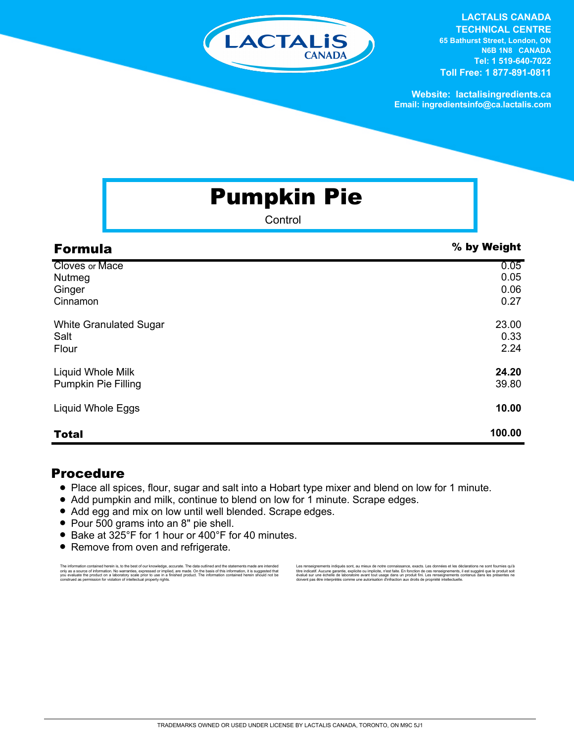**LACTALIS CANADA TECHNICAL CENTRE**
65 Bathurst Street, London, ON
N6B 1N8 CANADA
Tel: 1 519-640-7022
Toll Free: 1 877-891-0811

Website: lactalisingredients.ca
Email: ingredientsinfo@ca.lactalis.com

# Pumpkin Pie

Control

## Formula

| Formula | % by Weight |
|---|---|
| Cloves or Mace | 0.05 |
| Nutmeg | 0.05 |
| Ginger | 0.06 |
| Cinnamon | 0.27 |
| White Granulated Sugar | 23.00 |
| Salt | 0.33 |
| Flour | 2.24 |
| Liquid Whole Milk | **24.20** |
| Pumpkin Pie Filling | 39.80 |
| Liquid Whole Eggs | **10.00** |
| **Total** | **100.00** |

## Procedure

- Place all spices, flour, sugar and salt into a Hobart type mixer and blend on low for 1 minute.
- Add pumpkin and milk, continue to blend on low for 1 minute. Scrape edges.
- Add egg and mix on low until well blended. Scrape edges.
- Pour 500 grams into an 8" pie shell.
- Bake at 325°F for 1 hour or 400°F for 40 minutes.
- Remove from oven and refrigerate.

The information contained herein is, to the best of our knowledge, accurate. The data outlined and the statements made are intended only as a source of information. No warranties, expressed or implied, are made. On the basis of this information, it is suggested that you evaluate the product on a laboratory scale prior to use in a finished product. The information contained herein should not be construed as permission for violation of intellectual property rights.

Les renseignements indiqués sont, au mieux de notre connaissance, exacts. Les données et les déclarations ne sont fournies qu'à titre indicatif. Aucune garantie, explicite ou implicite, n'est faite. En fonction de ces renseignements, il est suggéré que le produit soit évalué sur une échelle de laboratoire avant tout usage dans un produit fini. Les renseignements contenus dans les présentes ne doivent pas être interprétés comme une autorisation d'infraction aux droits de propriété intellectuelle.

TRADEMARKS OWNED OR USED UNDER LICENSE BY LACTALIS CANADA, TORONTO, ON M9C 5J1